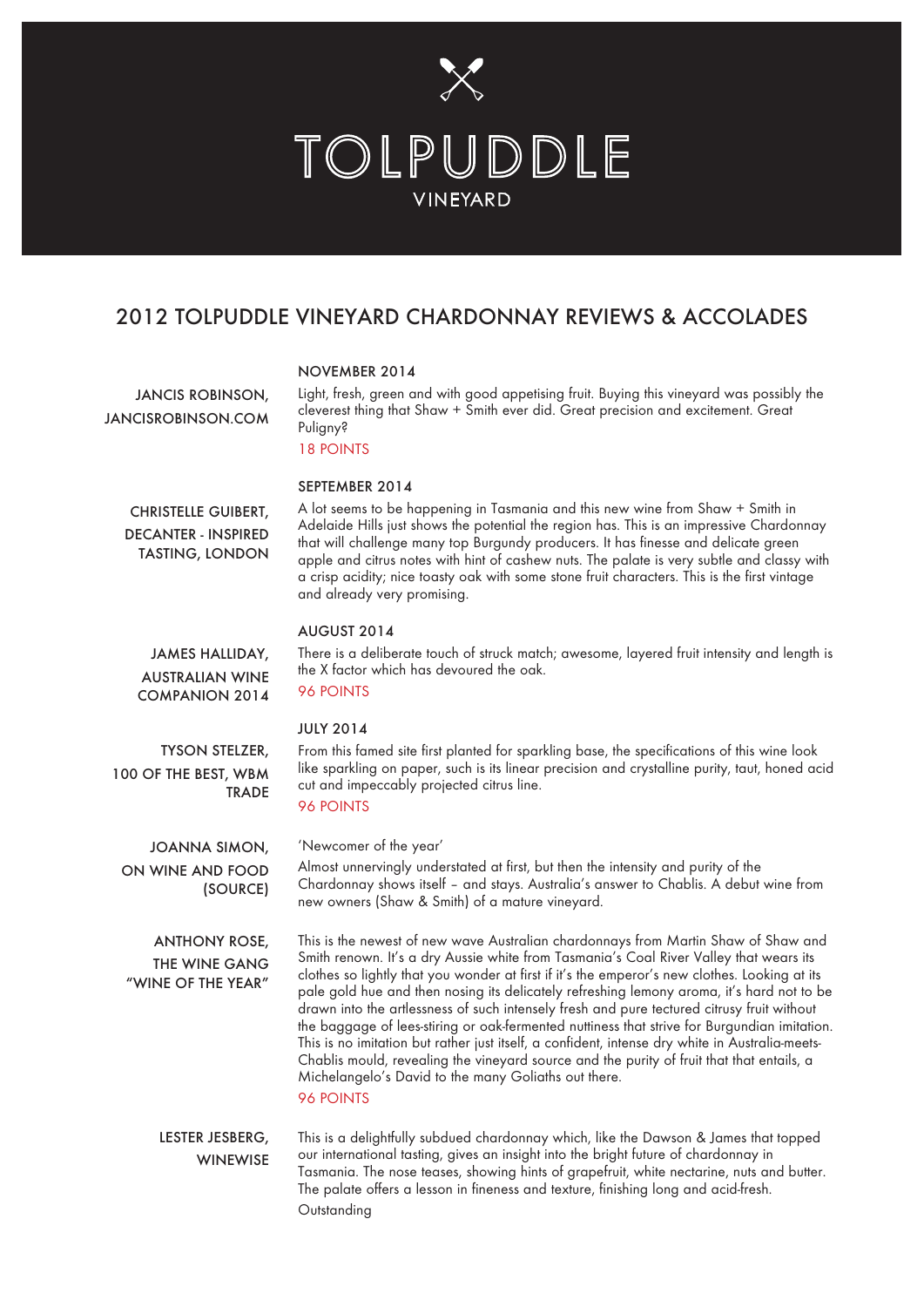# TOLPUDDLE

VINEYARD

## 2012 TOLPUDDLE VINEYARD CHARDONNAY REVIEWS & ACCOLADES

**JANCIS ROBINSON, JANCISROBINSON.COM**

NOVEMBER 2014

Light, fresh, green and with good appetising fruit. Buying this vineyard was possibly the cleverest thing that Shaw + Smith ever did. Great precision and excitement. Great Puligny?

18 POINTS

**CHRISTELLE GUIBERT, DECANTER - INSPIRED TASTING, LONDON**

SEPTEMBER 2014

A lot seems to be happening in Tasmania and this new wine from Shaw + Smith in Adelaide Hills just shows the potential the region has. This is an impressive Chardonnay that will challenge many top Burgundy producers. It has finesse and delicate green apple and citrus notes with hint of cashew nuts. The palate is very subtle and classy with a crisp acidity; nice toasty oak with some stone fruit characters. This is the first vintage and already very promising.

**JAMES HALLIDAY, AUSTRALIAN WINE COMPANION 2014**

AUGUST 2014

There is a deliberate touch of struck match; awesome, layered fruit intensity and length is the X factor which has devoured the oak.

96 POINTS

**TYSON STELZER, 100 OF THE BEST, WBM TRADE**

JULY 2014

From this famed site first planted for sparkling base, the specifications of this wine look like sparkling on paper, such is its linear precision and crystalline purity, taut, honed acid cut and impeccably projected citrus line.

96 POINTS

**JOANNA SIMON, ON WINE AND FOOD (SOURCE)**

'Newcomer of the year'

Almost unnervingly understated at first, but then the intensity and purity of the Chardonnay shows itself – and stays. Australia's answer to Chablis. A debut wine from new owners (Shaw & Smith) of a mature vineyard.

**ANTHONY ROSE, THE WINE GANG "WINE OF THE YEAR"**

This is the newest of new wave Australian chardonnays from Martin Shaw of Shaw and Smith renown. It's a dry Aussie white from Tasmania's Coal River Valley that wears its clothes so lightly that you wonder at first if it's the emperor's new clothes. Looking at its pale gold hue and then nosing its delicately refreshing lemony aroma, it's hard not to be drawn into the artlessness of such intensely fresh and pure tectured citrusy fruit without the baggage of lees-stiring or oak-fermented nuttiness that strive for Burgundian imitation. This is no imitation but rather just itself, a confident, intense dry white in Australia-meets-Chablis mould, revealing the vineyard source and the purity of fruit that that entails, a Michelangelo's David to the many Goliaths out there.

96 POINTS

**LESTER JESBERG, WINEWISE**

This is a delightfully subdued chardonnay which, like the Dawson & James that topped our international tasting, gives an insight into the bright future of chardonnay in Tasmania. The nose teases, showing hints of grapefruit, white nectarine, nuts and butter. The palate offers a lesson in fineness and texture, finishing long and acid-fresh.

Outstanding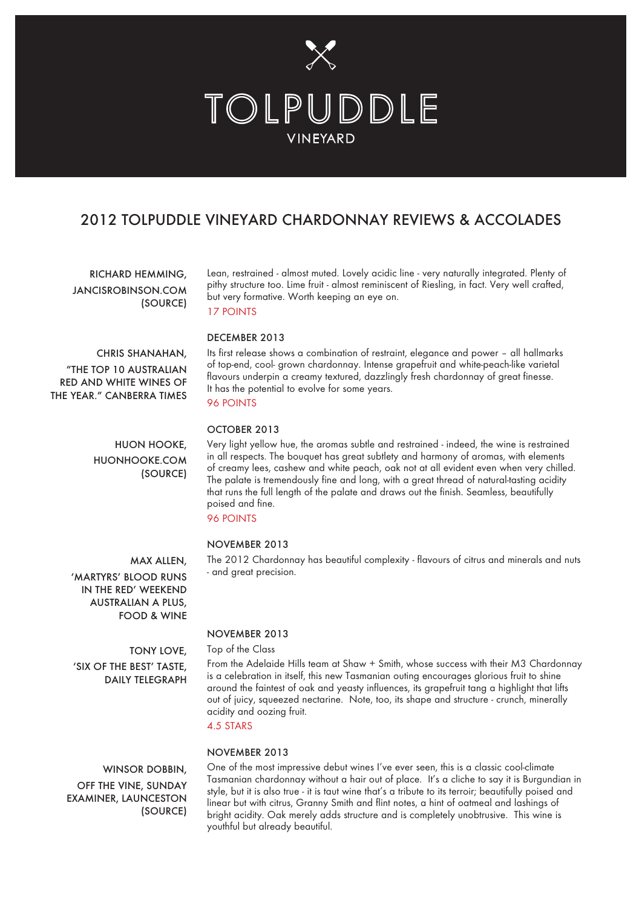# TOLPUDDLE

VINEYARD

## 2012 TOLPUDDLE VINEYARD CHARDONNAY REVIEWS & ACCOLADES

**RICHARD HEMMING, JANCISROBINSON.COM (SOURCE)**

Lean, restrained - almost muted. Lovely acidic line - very naturally integrated. Plenty of pithy structure too. Lime fruit - almost reminiscent of Riesling, in fact. Very well crafted, but very formative. Worth keeping an eye on.

17 POINTS

**DECEMBER 2013**

**CHRIS SHANAHAN, "THE TOP 10 AUSTRALIAN RED AND WHITE WINES OF THE YEAR." CANBERRA TIMES**

Its first release shows a combination of restraint, elegance and power – all hallmarks of top-end, cool- grown chardonnay. Intense grapefruit and white-peach-like varietal flavours underpin a creamy textured, dazzlingly fresh chardonnay of great finesse. It has the potential to evolve for some years.

96 POINTS

**OCTOBER 2013**

**HUON HOOKE, HUONHOOKE.COM (SOURCE)**

Very light yellow hue, the aromas subtle and restrained - indeed, the wine is restrained in all respects. The bouquet has great subtlety and harmony of aromas, with elements of creamy lees, cashew and white peach, oak not at all evident even when very chilled. The palate is tremendously fine and long, with a great thread of natural-tasting acidity that runs the full length of the palate and draws out the finish. Seamless, beautifully poised and fine.

96 POINTS

**NOVEMBER 2013**

**MAX ALLEN, 'MARTYRS' BLOOD RUNS IN THE RED' WEEKEND AUSTRALIAN A PLUS, FOOD & WINE**

The 2012 Chardonnay has beautiful complexity - flavours of citrus and minerals and nuts - and great precision.

**NOVEMBER 2013**

**TONY LOVE, 'SIX OF THE BEST' TASTE, DAILY TELEGRAPH**

Top of the Class

From the Adelaide Hills team at Shaw + Smith, whose success with their M3 Chardonnay is a celebration in itself, this new Tasmanian outing encourages glorious fruit to shine around the faintest of oak and yeasty influences, its grapefruit tang a highlight that lifts out of juicy, squeezed nectarine. Note, too, its shape and structure - crunch, minerally acidity and oozing fruit.

4.5 STARS

**NOVEMBER 2013**

**WINSOR DOBBIN, OFF THE VINE, SUNDAY EXAMINER, LAUNCESTON (SOURCE)**

One of the most impressive debut wines I've ever seen, this is a classic cool-climate Tasmanian chardonnay without a hair out of place. It's a cliche to say it is Burgundian in style, but it is also true - it is taut wine that's a tribute to its terroir; beautifully poised and linear but with citrus, Granny Smith and flint notes, a hint of oatmeal and lashings of bright acidity. Oak merely adds structure and is completely unobtrusive. This wine is youthful but already beautiful.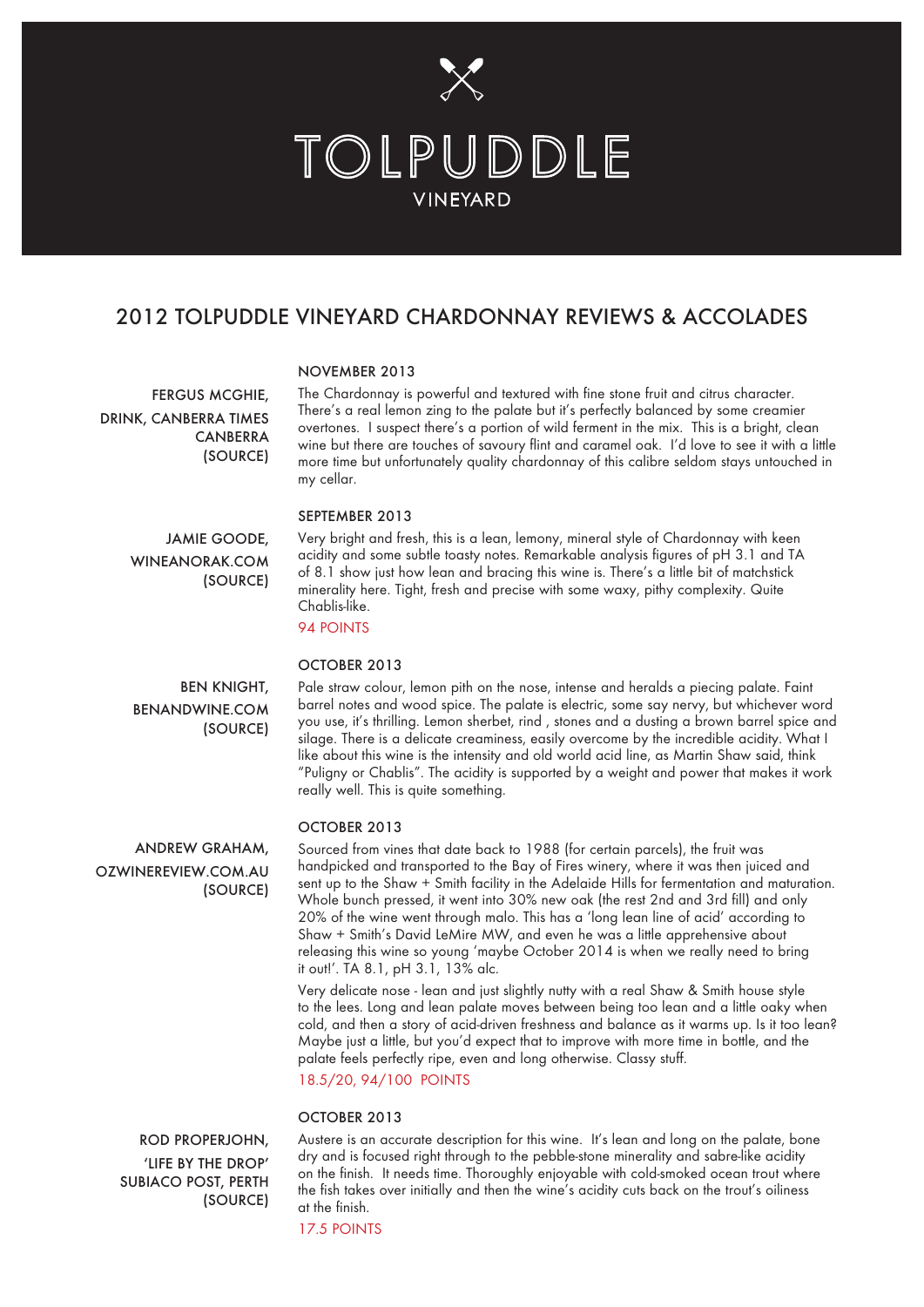# TOLPUDDLE

VINEYARD

## 2012 TOLPUDDLE VINEYARD CHARDONNAY REVIEWS & ACCOLADES

**FERGUS MCGHIE, DRINK, CANBERRA TIMES CANBERRA (SOURCE)**

NOVEMBER 2013

The Chardonnay is powerful and textured with fine stone fruit and citrus character. There's a real lemon zing to the palate but it's perfectly balanced by some creamier overtones. I suspect there's a portion of wild ferment in the mix. This is a bright, clean wine but there are touches of savoury flint and caramel oak. I'd love to see it with a little more time but unfortunately quality chardonnay of this calibre seldom stays untouched in my cellar.

**JAMIE GOODE, WINEANORAK.COM (SOURCE)**

SEPTEMBER 2013

Very bright and fresh, this is a lean, lemony, mineral style of Chardonnay with keen acidity and some subtle toasty notes. Remarkable analysis figures of pH 3.1 and TA of 8.1 show just how lean and bracing this wine is. There's a little bit of matchstick minerality here. Tight, fresh and precise with some waxy, pithy complexity. Quite Chablis-like.

94 POINTS

**BEN KNIGHT, BENANDWINE.COM (SOURCE)**

OCTOBER 2013

Pale straw colour, lemon pith on the nose, intense and heralds a piecing palate. Faint barrel notes and wood spice. The palate is electric, some say nervy, but whichever word you use, it's thrilling. Lemon sherbet, rind , stones and a dusting a brown barrel spice and silage. There is a delicate creaminess, easily overcome by the incredible acidity. What I like about this wine is the intensity and old world acid line, as Martin Shaw said, think "Puligny or Chablis". The acidity is supported by a weight and power that makes it work really well. This is quite something.

**ANDREW GRAHAM, OZWINEREVIEW.COM.AU (SOURCE)**

OCTOBER 2013

Sourced from vines that date back to 1988 (for certain parcels), the fruit was handpicked and transported to the Bay of Fires winery, where it was then juiced and sent up to the Shaw + Smith facility in the Adelaide Hills for fermentation and maturation. Whole bunch pressed, it went into 30% new oak (the rest 2nd and 3rd fill) and only 20% of the wine went through malo. This has a 'long lean line of acid' according to Shaw + Smith's David LeMire MW, and even he was a little apprehensive about releasing this wine so young 'maybe October 2014 is when we really need to bring it out!'. TA 8.1, pH 3.1, 13% alc.

Very delicate nose - lean and just slightly nutty with a real Shaw & Smith house style to the lees. Long and lean palate moves between being too lean and a little oaky when cold, and then a story of acid-driven freshness and balance as it warms up. Is it too lean? Maybe just a little, but you'd expect that to improve with more time in bottle, and the palate feels perfectly ripe, even and long otherwise. Classy stuff.

18.5/20, 94/100 POINTS

**ROD PROPERJOHN, 'LIFE BY THE DROP' SUBIACO POST, PERTH (SOURCE)**

OCTOBER 2013

Austere is an accurate description for this wine. It's lean and long on the palate, bone dry and is focused right through to the pebble-stone minerality and sabre-like acidity on the finish. It needs time. Thoroughly enjoyable with cold-smoked ocean trout where the fish takes over initially and then the wine's acidity cuts back on the trout's oiliness at the finish.

17.5 POINTS